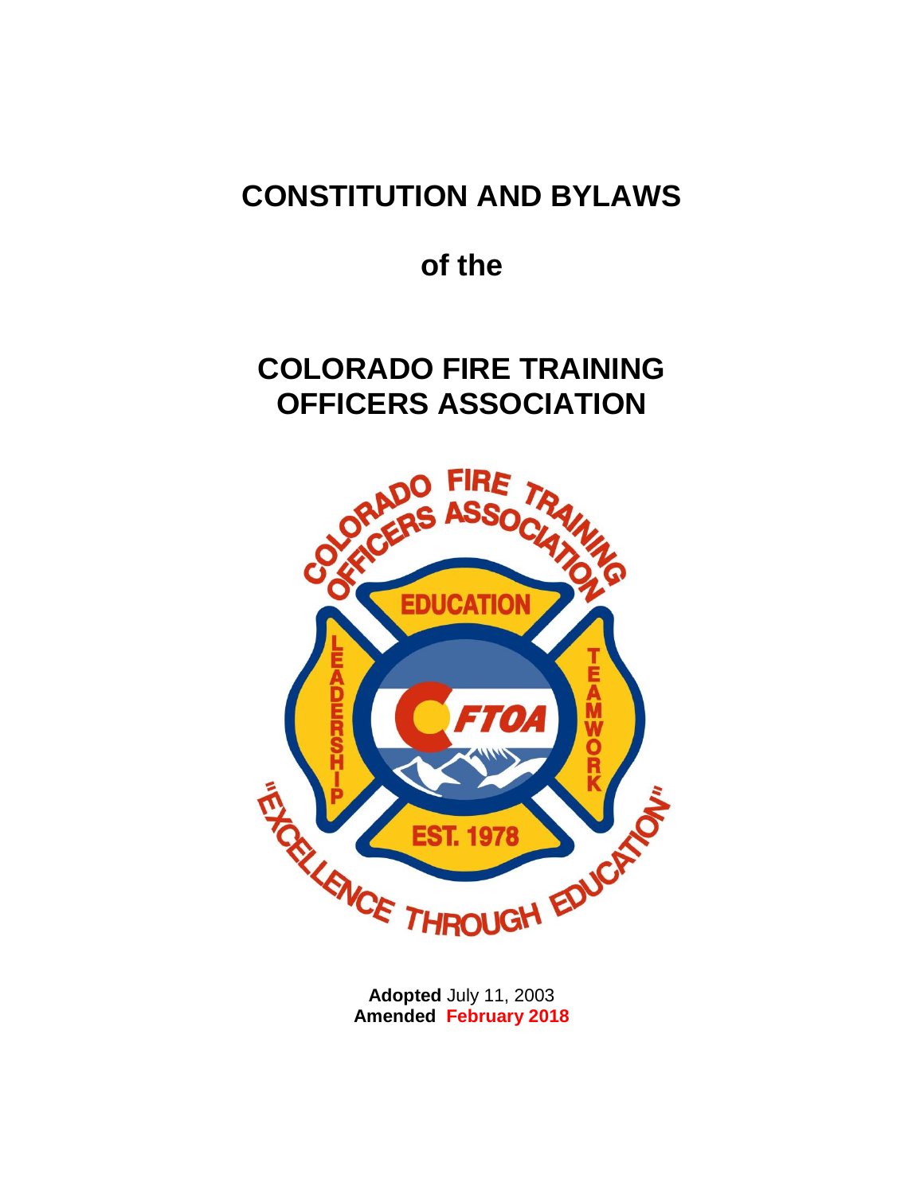# CONSTITUTION AND BYLAWS

## of the

# COLORADO FIRE TRAINING OFFICERS ASSOCIATION

**Adopted** July 11, 2003
**Amended February 2018**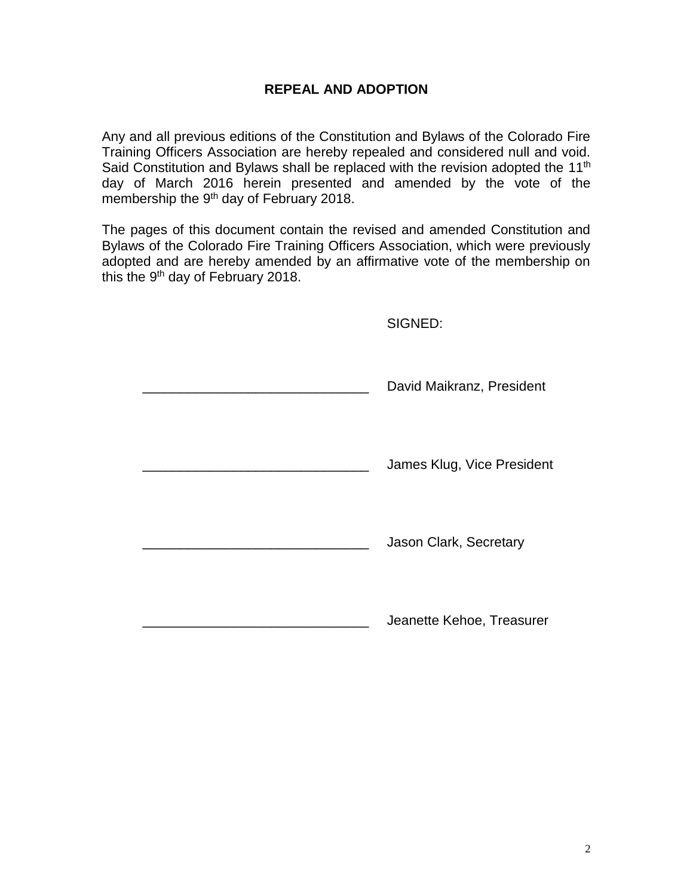## REPEAL AND ADOPTION

Any and all previous editions of the Constitution and Bylaws of the Colorado Fire Training Officers Association are hereby repealed and considered null and void. Said Constitution and Bylaws shall be replaced with the revision adopted the 11th day of March 2016 herein presented and amended by the vote of the membership the 9th day of February 2018.

The pages of this document contain the revised and amended Constitution and Bylaws of the Colorado Fire Training Officers Association, which were previously adopted and are hereby amended by an affirmative vote of the membership on this the 9th day of February 2018.

SIGNED:

______________________________ David Maikranz, President

______________________________ James Klug, Vice President

______________________________ Jason Clark, Secretary

______________________________ Jeanette Kehoe, Treasurer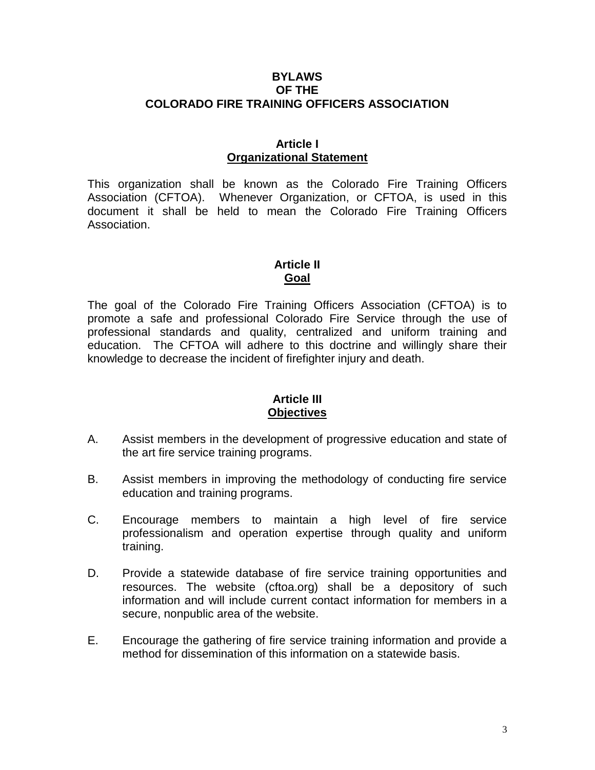# BYLAWS OF THE COLORADO FIRE TRAINING OFFICERS ASSOCIATION

## Article I
## Organizational Statement

This organization shall be known as the Colorado Fire Training Officers Association (CFTOA). Whenever Organization, or CFTOA, is used in this document it shall be held to mean the Colorado Fire Training Officers Association.

## Article II
## Goal

The goal of the Colorado Fire Training Officers Association (CFTOA) is to promote a safe and professional Colorado Fire Service through the use of professional standards and quality, centralized and uniform training and education. The CFTOA will adhere to this doctrine and willingly share their knowledge to decrease the incident of firefighter injury and death.

## Article III
## Objectives

A. Assist members in the development of progressive education and state of the art fire service training programs.

B. Assist members in improving the methodology of conducting fire service education and training programs.

C. Encourage members to maintain a high level of fire service professionalism and operation expertise through quality and uniform training.

D. Provide a statewide database of fire service training opportunities and resources. The website (cftoa.org) shall be a depository of such information and will include current contact information for members in a secure, nonpublic area of the website.

E. Encourage the gathering of fire service training information and provide a method for dissemination of this information on a statewide basis.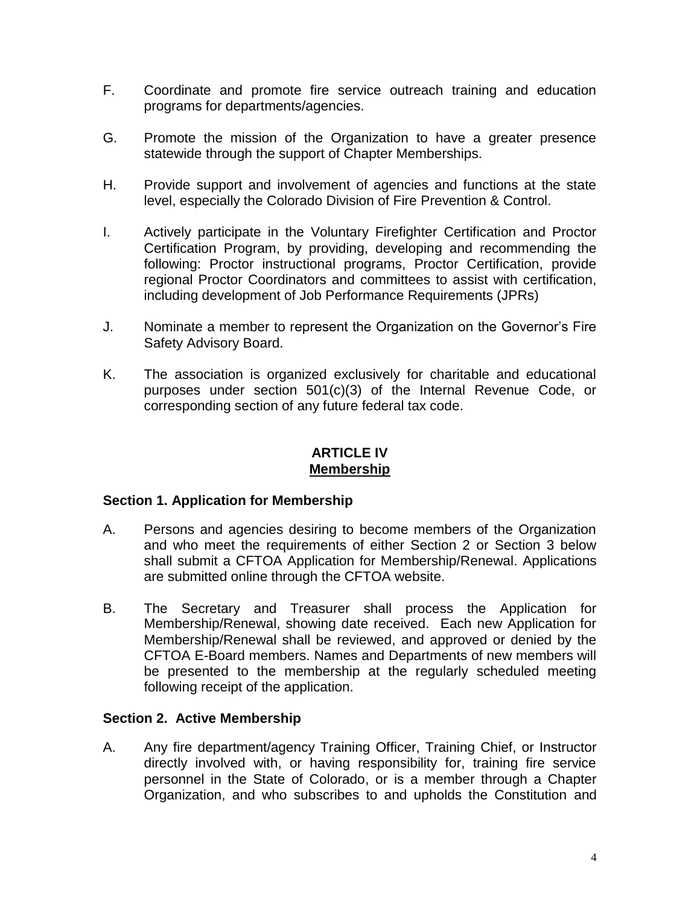F. Coordinate and promote fire service outreach training and education programs for departments/agencies.

G. Promote the mission of the Organization to have a greater presence statewide through the support of Chapter Memberships.

H. Provide support and involvement of agencies and functions at the state level, especially the Colorado Division of Fire Prevention & Control.

I. Actively participate in the Voluntary Firefighter Certification and Proctor Certification Program, by providing, developing and recommending the following: Proctor instructional programs, Proctor Certification, provide regional Proctor Coordinators and committees to assist with certification, including development of Job Performance Requirements (JPRs)

J. Nominate a member to represent the Organization on the Governor's Fire Safety Advisory Board.

K. The association is organized exclusively for charitable and educational purposes under section 501(c)(3) of the Internal Revenue Code, or corresponding section of any future federal tax code.

## ARTICLE IV
## Membership

### Section 1. Application for Membership

A. Persons and agencies desiring to become members of the Organization and who meet the requirements of either Section 2 or Section 3 below shall submit a CFTOA Application for Membership/Renewal. Applications are submitted online through the CFTOA website.

B. The Secretary and Treasurer shall process the Application for Membership/Renewal, showing date received. Each new Application for Membership/Renewal shall be reviewed, and approved or denied by the CFTOA E-Board members. Names and Departments of new members will be presented to the membership at the regularly scheduled meeting following receipt of the application.

### Section 2. Active Membership

A. Any fire department/agency Training Officer, Training Chief, or Instructor directly involved with, or having responsibility for, training fire service personnel in the State of Colorado, or is a member through a Chapter Organization, and who subscribes to and upholds the Constitution and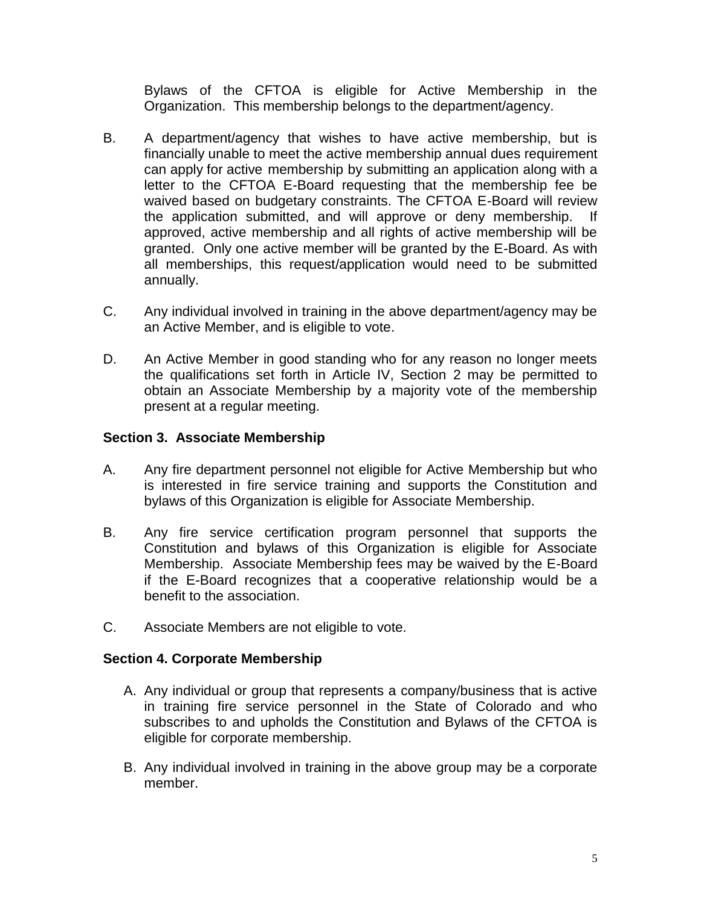Bylaws of the CFTOA is eligible for Active Membership in the Organization. This membership belongs to the department/agency.

B. A department/agency that wishes to have active membership, but is financially unable to meet the active membership annual dues requirement can apply for active membership by submitting an application along with a letter to the CFTOA E-Board requesting that the membership fee be waived based on budgetary constraints. The CFTOA E-Board will review the application submitted, and will approve or deny membership. If approved, active membership and all rights of active membership will be granted. Only one active member will be granted by the E-Board. As with all memberships, this request/application would need to be submitted annually.

C. Any individual involved in training in the above department/agency may be an Active Member, and is eligible to vote.

D. An Active Member in good standing who for any reason no longer meets the qualifications set forth in Article IV, Section 2 may be permitted to obtain an Associate Membership by a majority vote of the membership present at a regular meeting.

**Section 3. Associate Membership**

A. Any fire department personnel not eligible for Active Membership but who is interested in fire service training and supports the Constitution and bylaws of this Organization is eligible for Associate Membership.

B. Any fire service certification program personnel that supports the Constitution and bylaws of this Organization is eligible for Associate Membership. Associate Membership fees may be waived by the E-Board if the E-Board recognizes that a cooperative relationship would be a benefit to the association.

C. Associate Members are not eligible to vote.

**Section 4. Corporate Membership**

A. Any individual or group that represents a company/business that is active in training fire service personnel in the State of Colorado and who subscribes to and upholds the Constitution and Bylaws of the CFTOA is eligible for corporate membership.

B. Any individual involved in training in the above group may be a corporate member.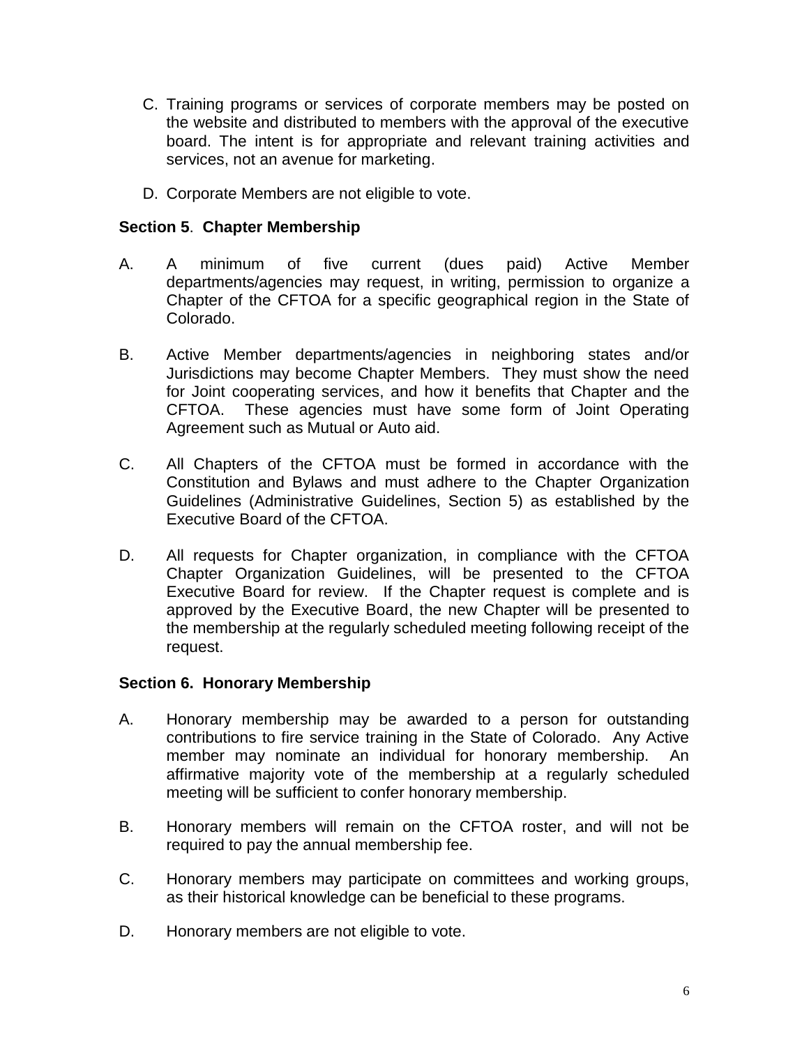C. Training programs or services of corporate members may be posted on the website and distributed to members with the approval of the executive board. The intent is for appropriate and relevant training activities and services, not an avenue for marketing.

D. Corporate Members are not eligible to vote.

**Section 5**. **Chapter Membership**

A. A minimum of five current (dues paid) Active Member departments/agencies may request, in writing, permission to organize a Chapter of the CFTOA for a specific geographical region in the State of Colorado.

B. Active Member departments/agencies in neighboring states and/or Jurisdictions may become Chapter Members. They must show the need for Joint cooperating services, and how it benefits that Chapter and the CFTOA. These agencies must have some form of Joint Operating Agreement such as Mutual or Auto aid.

C. All Chapters of the CFTOA must be formed in accordance with the Constitution and Bylaws and must adhere to the Chapter Organization Guidelines (Administrative Guidelines, Section 5) as established by the Executive Board of the CFTOA.

D. All requests for Chapter organization, in compliance with the CFTOA Chapter Organization Guidelines, will be presented to the CFTOA Executive Board for review. If the Chapter request is complete and is approved by the Executive Board, the new Chapter will be presented to the membership at the regularly scheduled meeting following receipt of the request.

**Section 6. Honorary Membership**

A. Honorary membership may be awarded to a person for outstanding contributions to fire service training in the State of Colorado. Any Active member may nominate an individual for honorary membership. An affirmative majority vote of the membership at a regularly scheduled meeting will be sufficient to confer honorary membership.

B. Honorary members will remain on the CFTOA roster, and will not be required to pay the annual membership fee.

C. Honorary members may participate on committees and working groups, as their historical knowledge can be beneficial to these programs.

D. Honorary members are not eligible to vote.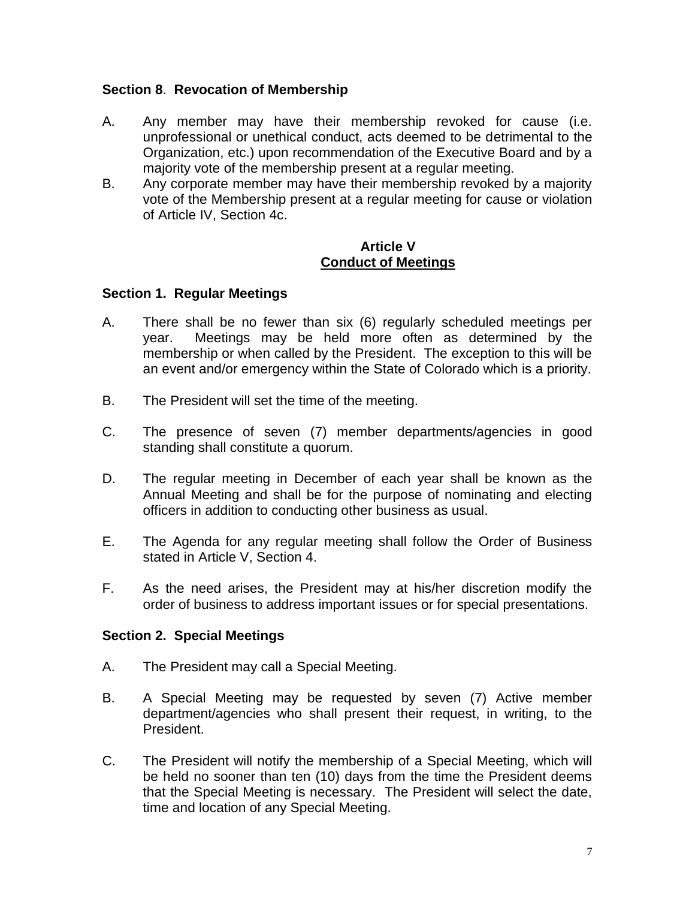**Section 8**. **Revocation of Membership**

A. Any member may have their membership revoked for cause (i.e. unprofessional or unethical conduct, acts deemed to be detrimental to the Organization, etc.) upon recommendation of the Executive Board and by a majority vote of the membership present at a regular meeting.

B. Any corporate member may have their membership revoked by a majority vote of the Membership present at a regular meeting for cause or violation of Article IV, Section 4c.

## Article V
## <u>Conduct of Meetings</u>

**Section 1. Regular Meetings**

A. There shall be no fewer than six (6) regularly scheduled meetings per year. Meetings may be held more often as determined by the membership or when called by the President. The exception to this will be an event and/or emergency within the State of Colorado which is a priority.

B. The President will set the time of the meeting.

C. The presence of seven (7) member departments/agencies in good standing shall constitute a quorum.

D. The regular meeting in December of each year shall be known as the Annual Meeting and shall be for the purpose of nominating and electing officers in addition to conducting other business as usual.

E. The Agenda for any regular meeting shall follow the Order of Business stated in Article V, Section 4.

F. As the need arises, the President may at his/her discretion modify the order of business to address important issues or for special presentations.

**Section 2. Special Meetings**

A. The President may call a Special Meeting.

B. A Special Meeting may be requested by seven (7) Active member department/agencies who shall present their request, in writing, to the President.

C. The President will notify the membership of a Special Meeting, which will be held no sooner than ten (10) days from the time the President deems that the Special Meeting is necessary. The President will select the date, time and location of any Special Meeting.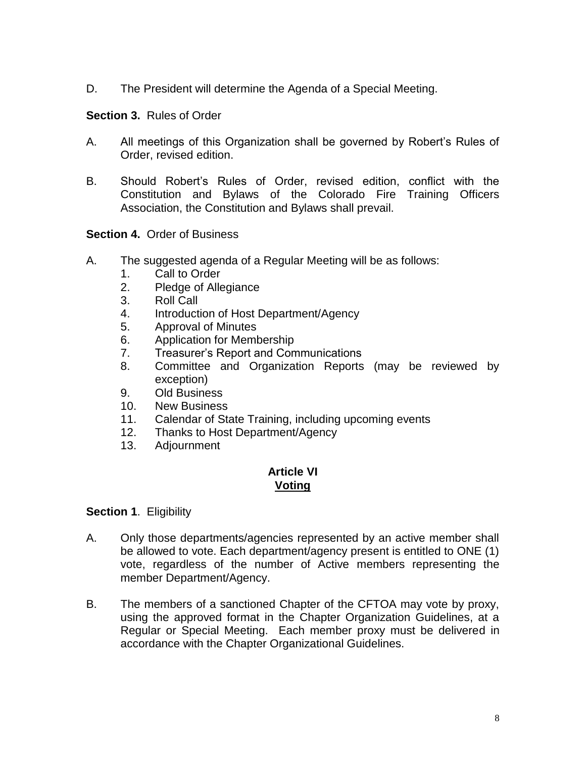D. The President will determine the Agenda of a Special Meeting.

**Section 3.** Rules of Order

A. All meetings of this Organization shall be governed by Robert's Rules of Order, revised edition.

B. Should Robert's Rules of Order, revised edition, conflict with the Constitution and Bylaws of the Colorado Fire Training Officers Association, the Constitution and Bylaws shall prevail.

**Section 4.** Order of Business

A. The suggested agenda of a Regular Meeting will be as follows:
   1. Call to Order
   2. Pledge of Allegiance
   3. Roll Call
   4. Introduction of Host Department/Agency
   5. Approval of Minutes
   6. Application for Membership
   7. Treasurer's Report and Communications
   8. Committee and Organization Reports (may be reviewed by exception)
   9. Old Business
   10. New Business
   11. Calendar of State Training, including upcoming events
   12. Thanks to Host Department/Agency
   13. Adjournment

## Article VI
## Voting

**Section 1**. Eligibility

A. Only those departments/agencies represented by an active member shall be allowed to vote. Each department/agency present is entitled to ONE (1) vote, regardless of the number of Active members representing the member Department/Agency.

B. The members of a sanctioned Chapter of the CFTOA may vote by proxy, using the approved format in the Chapter Organization Guidelines, at a Regular or Special Meeting. Each member proxy must be delivered in accordance with the Chapter Organizational Guidelines.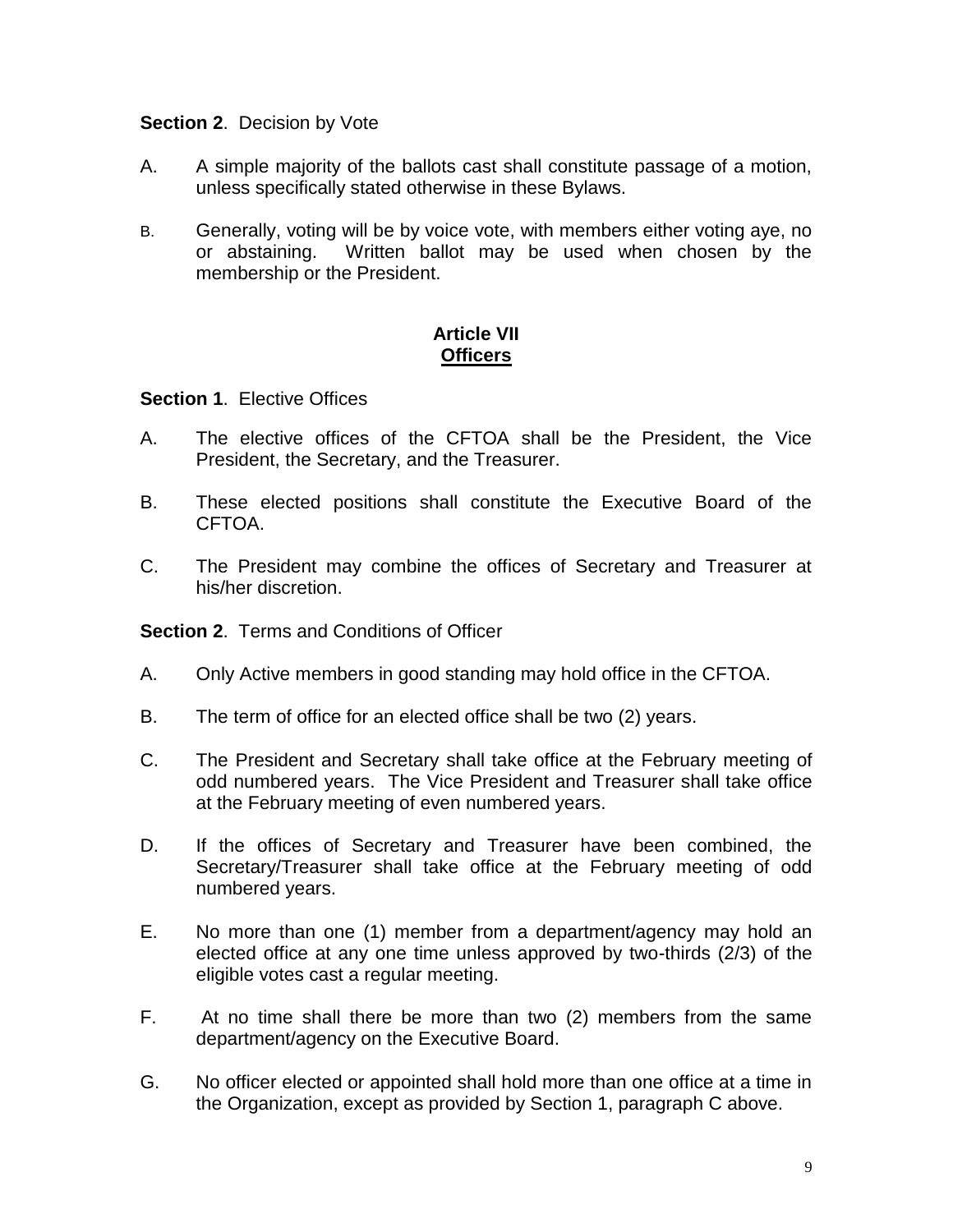**Section 2**. Decision by Vote

A. A simple majority of the ballots cast shall constitute passage of a motion, unless specifically stated otherwise in these Bylaws.

B. Generally, voting will be by voice vote, with members either voting aye, no or abstaining. Written ballot may be used when chosen by the membership or the President.

## Article VII
## Officers

**Section 1**. Elective Offices

A. The elective offices of the CFTOA shall be the President, the Vice President, the Secretary, and the Treasurer.

B. These elected positions shall constitute the Executive Board of the CFTOA.

C. The President may combine the offices of Secretary and Treasurer at his/her discretion.

**Section 2**. Terms and Conditions of Officer

A. Only Active members in good standing may hold office in the CFTOA.

B. The term of office for an elected office shall be two (2) years.

C. The President and Secretary shall take office at the February meeting of odd numbered years. The Vice President and Treasurer shall take office at the February meeting of even numbered years.

D. If the offices of Secretary and Treasurer have been combined, the Secretary/Treasurer shall take office at the February meeting of odd numbered years.

E. No more than one (1) member from a department/agency may hold an elected office at any one time unless approved by two-thirds (2/3) of the eligible votes cast a regular meeting.

F. At no time shall there be more than two (2) members from the same department/agency on the Executive Board.

G. No officer elected or appointed shall hold more than one office at a time in the Organization, except as provided by Section 1, paragraph C above.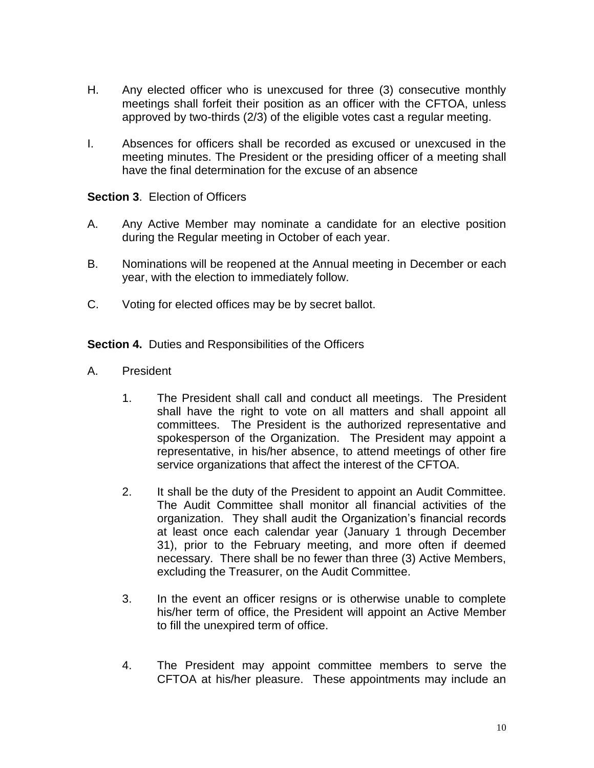H. Any elected officer who is unexcused for three (3) consecutive monthly meetings shall forfeit their position as an officer with the CFTOA, unless approved by two-thirds (2/3) of the eligible votes cast a regular meeting.

I. Absences for officers shall be recorded as excused or unexcused in the meeting minutes. The President or the presiding officer of a meeting shall have the final determination for the excuse of an absence

**Section 3**. Election of Officers

A. Any Active Member may nominate a candidate for an elective position during the Regular meeting in October of each year.

B. Nominations will be reopened at the Annual meeting in December or each year, with the election to immediately follow.

C. Voting for elected offices may be by secret ballot.

**Section 4.** Duties and Responsibilities of the Officers

A. President

1. The President shall call and conduct all meetings. The President shall have the right to vote on all matters and shall appoint all committees. The President is the authorized representative and spokesperson of the Organization. The President may appoint a representative, in his/her absence, to attend meetings of other fire service organizations that affect the interest of the CFTOA.

2. It shall be the duty of the President to appoint an Audit Committee. The Audit Committee shall monitor all financial activities of the organization. They shall audit the Organization's financial records at least once each calendar year (January 1 through December 31), prior to the February meeting, and more often if deemed necessary. There shall be no fewer than three (3) Active Members, excluding the Treasurer, on the Audit Committee.

3. In the event an officer resigns or is otherwise unable to complete his/her term of office, the President will appoint an Active Member to fill the unexpired term of office.

4. The President may appoint committee members to serve the CFTOA at his/her pleasure. These appointments may include an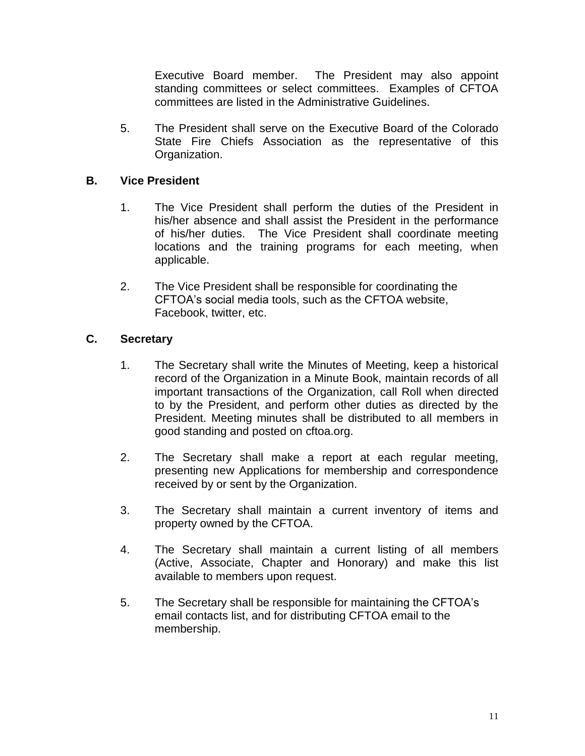Executive Board member. The President may also appoint standing committees or select committees. Examples of CFTOA committees are listed in the Administrative Guidelines.

5. The President shall serve on the Executive Board of the Colorado State Fire Chiefs Association as the representative of this Organization.

### B. Vice President

1. The Vice President shall perform the duties of the President in his/her absence and shall assist the President in the performance of his/her duties. The Vice President shall coordinate meeting locations and the training programs for each meeting, when applicable.

2. The Vice President shall be responsible for coordinating the CFTOA's social media tools, such as the CFTOA website, Facebook, twitter, etc.

### C. Secretary

1. The Secretary shall write the Minutes of Meeting, keep a historical record of the Organization in a Minute Book, maintain records of all important transactions of the Organization, call Roll when directed to by the President, and perform other duties as directed by the President. Meeting minutes shall be distributed to all members in good standing and posted on cftoa.org.

2. The Secretary shall make a report at each regular meeting, presenting new Applications for membership and correspondence received by or sent by the Organization.

3. The Secretary shall maintain a current inventory of items and property owned by the CFTOA.

4. The Secretary shall maintain a current listing of all members (Active, Associate, Chapter and Honorary) and make this list available to members upon request.

5. The Secretary shall be responsible for maintaining the CFTOA's email contacts list, and for distributing CFTOA email to the membership.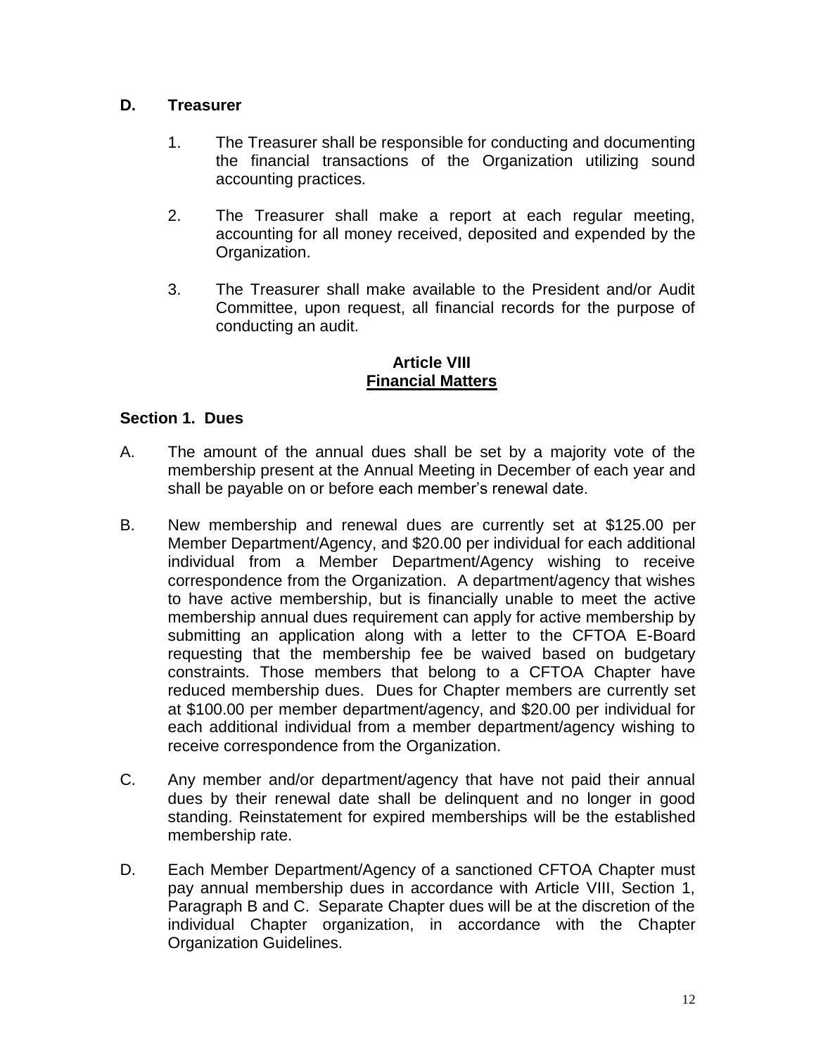## D. Treasurer

1. The Treasurer shall be responsible for conducting and documenting the financial transactions of the Organization utilizing sound accounting practices.

2. The Treasurer shall make a report at each regular meeting, accounting for all money received, deposited and expended by the Organization.

3. The Treasurer shall make available to the President and/or Audit Committee, upon request, all financial records for the purpose of conducting an audit.

# Article VIII
# Financial Matters

### Section 1. Dues

A. The amount of the annual dues shall be set by a majority vote of the membership present at the Annual Meeting in December of each year and shall be payable on or before each member's renewal date.

B. New membership and renewal dues are currently set at $125.00 per Member Department/Agency, and $20.00 per individual for each additional individual from a Member Department/Agency wishing to receive correspondence from the Organization. A department/agency that wishes to have active membership, but is financially unable to meet the active membership annual dues requirement can apply for active membership by submitting an application along with a letter to the CFTOA E-Board requesting that the membership fee be waived based on budgetary constraints. Those members that belong to a CFTOA Chapter have reduced membership dues. Dues for Chapter members are currently set at $100.00 per member department/agency, and $20.00 per individual for each additional individual from a member department/agency wishing to receive correspondence from the Organization.

C. Any member and/or department/agency that have not paid their annual dues by their renewal date shall be delinquent and no longer in good standing. Reinstatement for expired memberships will be the established membership rate.

D. Each Member Department/Agency of a sanctioned CFTOA Chapter must pay annual membership dues in accordance with Article VIII, Section 1, Paragraph B and C. Separate Chapter dues will be at the discretion of the individual Chapter organization, in accordance with the Chapter Organization Guidelines.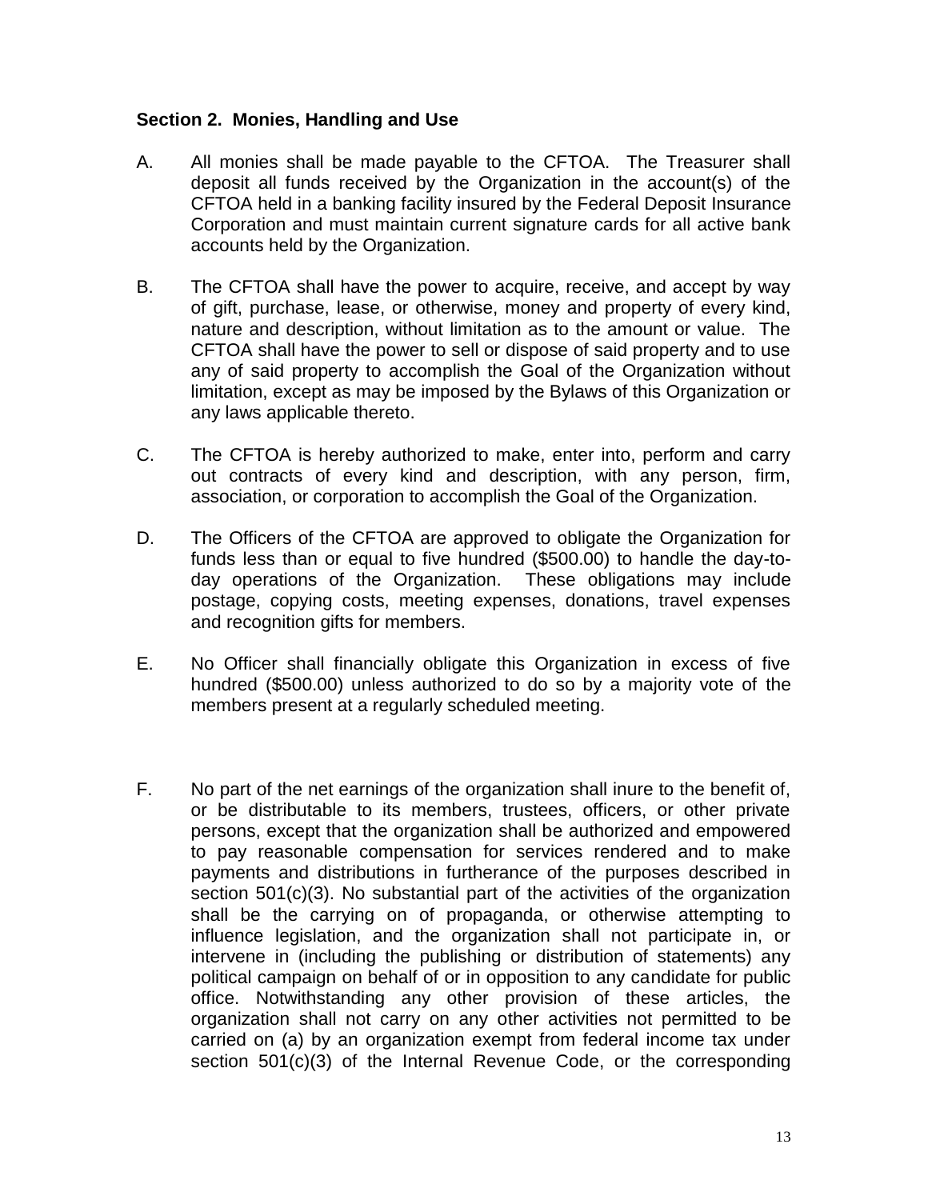**Section 2. Monies, Handling and Use**

A. All monies shall be made payable to the CFTOA. The Treasurer shall deposit all funds received by the Organization in the account(s) of the CFTOA held in a banking facility insured by the Federal Deposit Insurance Corporation and must maintain current signature cards for all active bank accounts held by the Organization.

B. The CFTOA shall have the power to acquire, receive, and accept by way of gift, purchase, lease, or otherwise, money and property of every kind, nature and description, without limitation as to the amount or value. The CFTOA shall have the power to sell or dispose of said property and to use any of said property to accomplish the Goal of the Organization without limitation, except as may be imposed by the Bylaws of this Organization or any laws applicable thereto.

C. The CFTOA is hereby authorized to make, enter into, perform and carry out contracts of every kind and description, with any person, firm, association, or corporation to accomplish the Goal of the Organization.

D. The Officers of the CFTOA are approved to obligate the Organization for funds less than or equal to five hundred ($500.00) to handle the day-to-day operations of the Organization. These obligations may include postage, copying costs, meeting expenses, donations, travel expenses and recognition gifts for members.

E. No Officer shall financially obligate this Organization in excess of five hundred ($500.00) unless authorized to do so by a majority vote of the members present at a regularly scheduled meeting.

F. No part of the net earnings of the organization shall inure to the benefit of, or be distributable to its members, trustees, officers, or other private persons, except that the organization shall be authorized and empowered to pay reasonable compensation for services rendered and to make payments and distributions in furtherance of the purposes described in section 501(c)(3). No substantial part of the activities of the organization shall be the carrying on of propaganda, or otherwise attempting to influence legislation, and the organization shall not participate in, or intervene in (including the publishing or distribution of statements) any political campaign on behalf of or in opposition to any candidate for public office. Notwithstanding any other provision of these articles, the organization shall not carry on any other activities not permitted to be carried on (a) by an organization exempt from federal income tax under section 501(c)(3) of the Internal Revenue Code, or the corresponding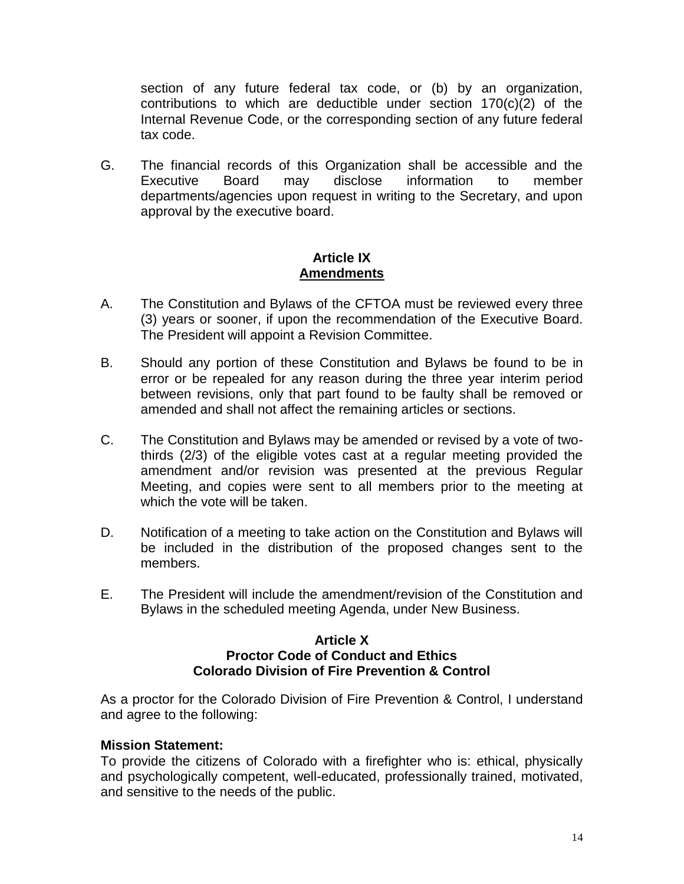section of any future federal tax code, or (b) by an organization, contributions to which are deductible under section 170(c)(2) of the Internal Revenue Code, or the corresponding section of any future federal tax code.

G. The financial records of this Organization shall be accessible and the Executive Board may disclose information to member departments/agencies upon request in writing to the Secretary, and upon approval by the executive board.

## Article IX
## Amendments

A. The Constitution and Bylaws of the CFTOA must be reviewed every three (3) years or sooner, if upon the recommendation of the Executive Board. The President will appoint a Revision Committee.

B. Should any portion of these Constitution and Bylaws be found to be in error or be repealed for any reason during the three year interim period between revisions, only that part found to be faulty shall be removed or amended and shall not affect the remaining articles or sections.

C. The Constitution and Bylaws may be amended or revised by a vote of two-thirds (2/3) of the eligible votes cast at a regular meeting provided the amendment and/or revision was presented at the previous Regular Meeting, and copies were sent to all members prior to the meeting at which the vote will be taken.

D. Notification of a meeting to take action on the Constitution and Bylaws will be included in the distribution of the proposed changes sent to the members.

E. The President will include the amendment/revision of the Constitution and Bylaws in the scheduled meeting Agenda, under New Business.

## Article X
## Proctor Code of Conduct and Ethics
## Colorado Division of Fire Prevention & Control

As a proctor for the Colorado Division of Fire Prevention & Control, I understand and agree to the following:

**Mission Statement:**
To provide the citizens of Colorado with a firefighter who is: ethical, physically and psychologically competent, well-educated, professionally trained, motivated, and sensitive to the needs of the public.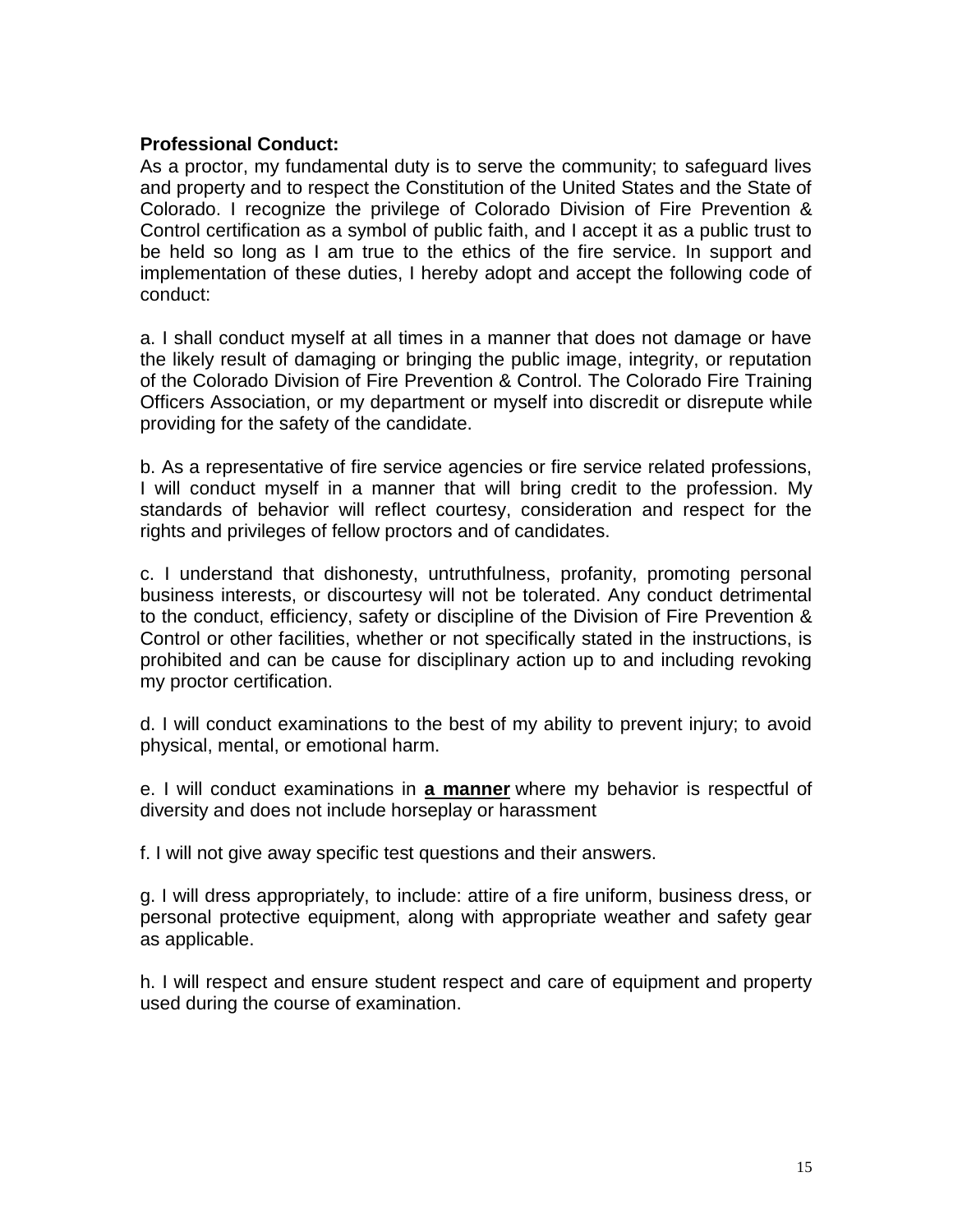**Professional Conduct:**

As a proctor, my fundamental duty is to serve the community; to safeguard lives and property and to respect the Constitution of the United States and the State of Colorado. I recognize the privilege of Colorado Division of Fire Prevention & Control certification as a symbol of public faith, and I accept it as a public trust to be held so long as I am true to the ethics of the fire service. In support and implementation of these duties, I hereby adopt and accept the following code of conduct:

a. I shall conduct myself at all times in a manner that does not damage or have the likely result of damaging or bringing the public image, integrity, or reputation of the Colorado Division of Fire Prevention & Control. The Colorado Fire Training Officers Association, or my department or myself into discredit or disrepute while providing for the safety of the candidate.

b. As a representative of fire service agencies or fire service related professions, I will conduct myself in a manner that will bring credit to the profession. My standards of behavior will reflect courtesy, consideration and respect for the rights and privileges of fellow proctors and of candidates.

c. I understand that dishonesty, untruthfulness, profanity, promoting personal business interests, or discourtesy will not be tolerated. Any conduct detrimental to the conduct, efficiency, safety or discipline of the Division of Fire Prevention & Control or other facilities, whether or not specifically stated in the instructions, is prohibited and can be cause for disciplinary action up to and including revoking my proctor certification.

d. I will conduct examinations to the best of my ability to prevent injury; to avoid physical, mental, or emotional harm.

e. I will conduct examinations in **a manner** where my behavior is respectful of diversity and does not include horseplay or harassment

f. I will not give away specific test questions and their answers.

g. I will dress appropriately, to include: attire of a fire uniform, business dress, or personal protective equipment, along with appropriate weather and safety gear as applicable.

h. I will respect and ensure student respect and care of equipment and property used during the course of examination.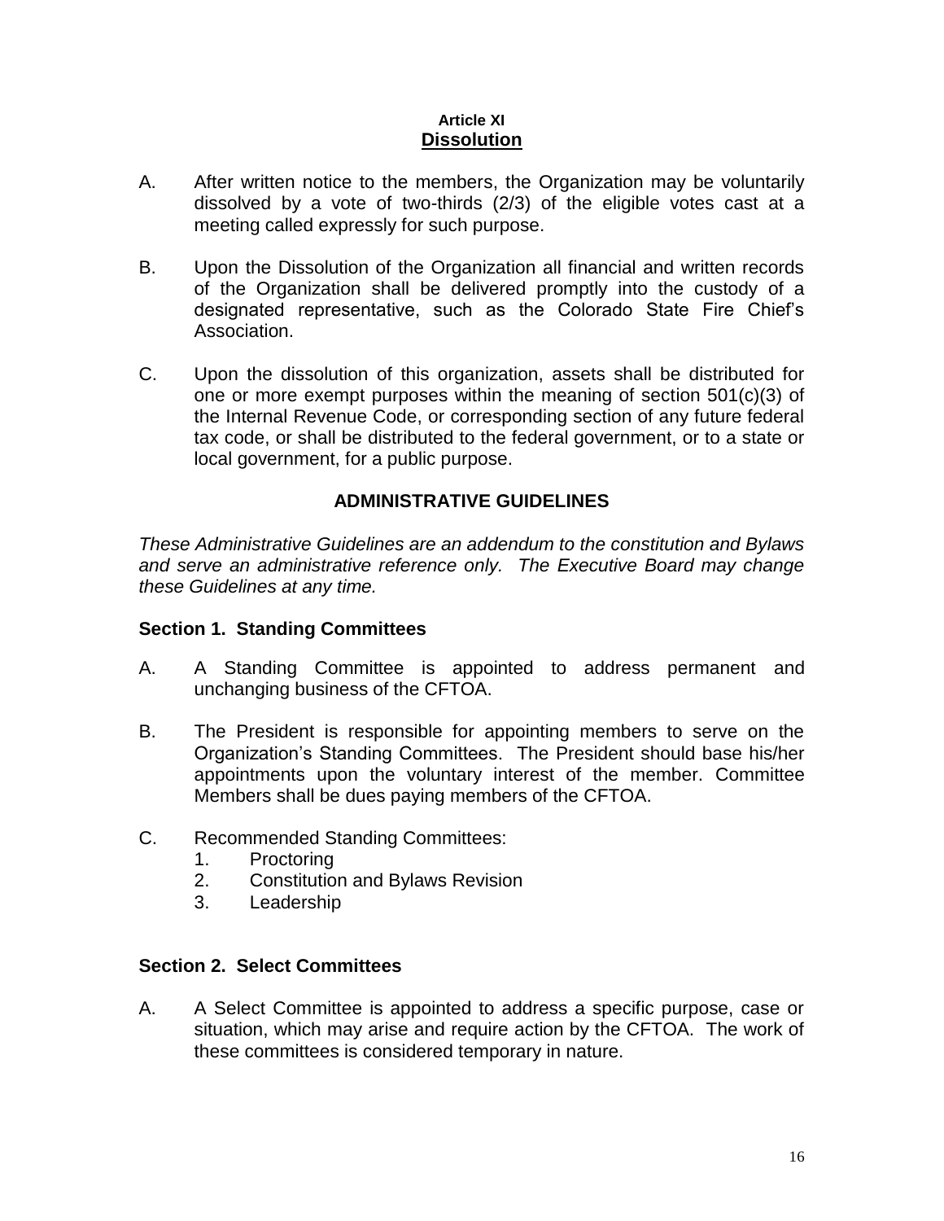## Article XI
## Dissolution

A. After written notice to the members, the Organization may be voluntarily dissolved by a vote of two-thirds (2/3) of the eligible votes cast at a meeting called expressly for such purpose.

B. Upon the Dissolution of the Organization all financial and written records of the Organization shall be delivered promptly into the custody of a designated representative, such as the Colorado State Fire Chief's Association.

C. Upon the dissolution of this organization, assets shall be distributed for one or more exempt purposes within the meaning of section 501(c)(3) of the Internal Revenue Code, or corresponding section of any future federal tax code, or shall be distributed to the federal government, or to a state or local government, for a public purpose.

## ADMINISTRATIVE GUIDELINES

*These Administrative Guidelines are an addendum to the constitution and Bylaws and serve an administrative reference only. The Executive Board may change these Guidelines at any time.*

### Section 1. Standing Committees

A. A Standing Committee is appointed to address permanent and unchanging business of the CFTOA.

B. The President is responsible for appointing members to serve on the Organization's Standing Committees. The President should base his/her appointments upon the voluntary interest of the member. Committee Members shall be dues paying members of the CFTOA.

C. Recommended Standing Committees:
   1. Proctoring
   2. Constitution and Bylaws Revision
   3. Leadership

### Section 2. Select Committees

A. A Select Committee is appointed to address a specific purpose, case or situation, which may arise and require action by the CFTOA. The work of these committees is considered temporary in nature.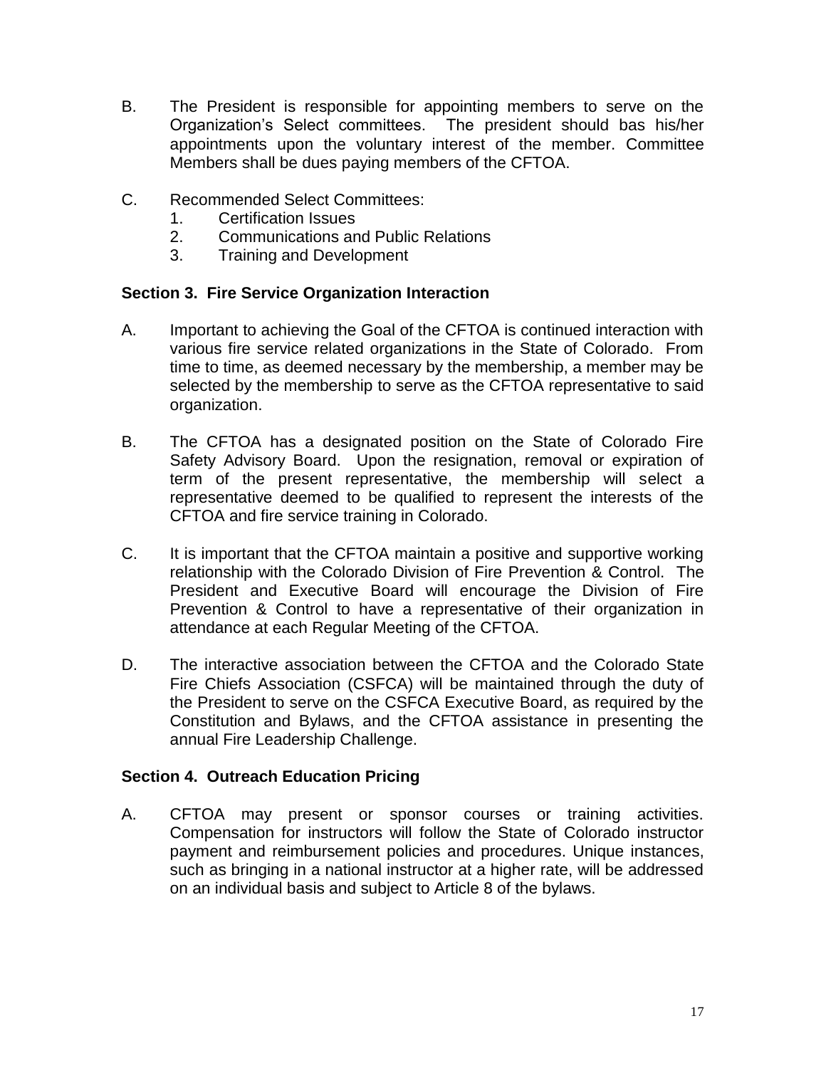B. The President is responsible for appointing members to serve on the Organization's Select committees. The president should bas his/her appointments upon the voluntary interest of the member. Committee Members shall be dues paying members of the CFTOA.

C. Recommended Select Committees:
   1. Certification Issues
   2. Communications and Public Relations
   3. Training and Development

**Section 3. Fire Service Organization Interaction**

A. Important to achieving the Goal of the CFTOA is continued interaction with various fire service related organizations in the State of Colorado. From time to time, as deemed necessary by the membership, a member may be selected by the membership to serve as the CFTOA representative to said organization.

B. The CFTOA has a designated position on the State of Colorado Fire Safety Advisory Board. Upon the resignation, removal or expiration of term of the present representative, the membership will select a representative deemed to be qualified to represent the interests of the CFTOA and fire service training in Colorado.

C. It is important that the CFTOA maintain a positive and supportive working relationship with the Colorado Division of Fire Prevention & Control. The President and Executive Board will encourage the Division of Fire Prevention & Control to have a representative of their organization in attendance at each Regular Meeting of the CFTOA.

D. The interactive association between the CFTOA and the Colorado State Fire Chiefs Association (CSFCA) will be maintained through the duty of the President to serve on the CSFCA Executive Board, as required by the Constitution and Bylaws, and the CFTOA assistance in presenting the annual Fire Leadership Challenge.

**Section 4. Outreach Education Pricing**

A. CFTOA may present or sponsor courses or training activities. Compensation for instructors will follow the State of Colorado instructor payment and reimbursement policies and procedures. Unique instances, such as bringing in a national instructor at a higher rate, will be addressed on an individual basis and subject to Article 8 of the bylaws.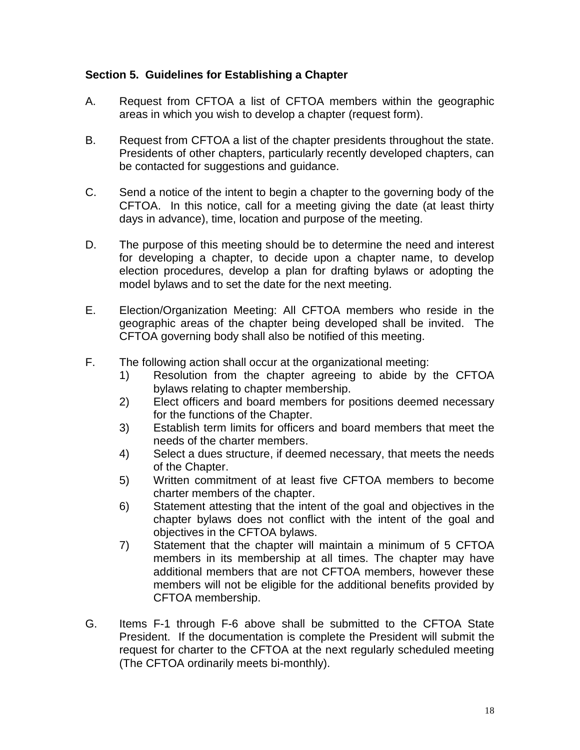**Section 5. Guidelines for Establishing a Chapter**

A. Request from CFTOA a list of CFTOA members within the geographic areas in which you wish to develop a chapter (request form).

B. Request from CFTOA a list of the chapter presidents throughout the state. Presidents of other chapters, particularly recently developed chapters, can be contacted for suggestions and guidance.

C. Send a notice of the intent to begin a chapter to the governing body of the CFTOA. In this notice, call for a meeting giving the date (at least thirty days in advance), time, location and purpose of the meeting.

D. The purpose of this meeting should be to determine the need and interest for developing a chapter, to decide upon a chapter name, to develop election procedures, develop a plan for drafting bylaws or adopting the model bylaws and to set the date for the next meeting.

E. Election/Organization Meeting: All CFTOA members who reside in the geographic areas of the chapter being developed shall be invited. The CFTOA governing body shall also be notified of this meeting.

F. The following action shall occur at the organizational meeting:
   1) Resolution from the chapter agreeing to abide by the CFTOA bylaws relating to chapter membership.
   2) Elect officers and board members for positions deemed necessary for the functions of the Chapter.
   3) Establish term limits for officers and board members that meet the needs of the charter members.
   4) Select a dues structure, if deemed necessary, that meets the needs of the Chapter.
   5) Written commitment of at least five CFTOA members to become charter members of the chapter.
   6) Statement attesting that the intent of the goal and objectives in the chapter bylaws does not conflict with the intent of the goal and objectives in the CFTOA bylaws.
   7) Statement that the chapter will maintain a minimum of 5 CFTOA members in its membership at all times. The chapter may have additional members that are not CFTOA members, however these members will not be eligible for the additional benefits provided by CFTOA membership.

G. Items F-1 through F-6 above shall be submitted to the CFTOA State President. If the documentation is complete the President will submit the request for charter to the CFTOA at the next regularly scheduled meeting (The CFTOA ordinarily meets bi-monthly).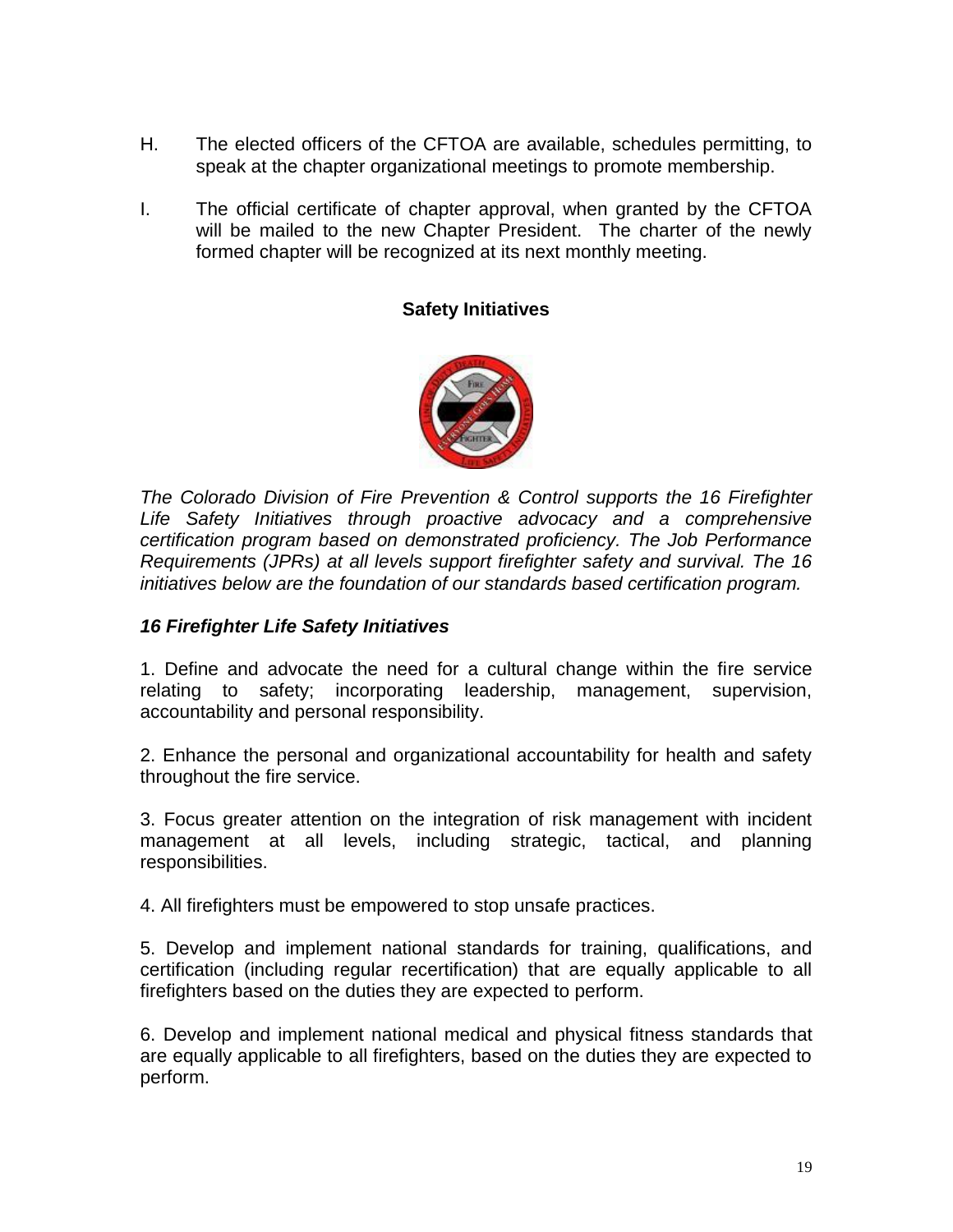H. The elected officers of the CFTOA are available, schedules permitting, to speak at the chapter organizational meetings to promote membership.

I. The official certificate of chapter approval, when granted by the CFTOA will be mailed to the new Chapter President. The charter of the newly formed chapter will be recognized at its next monthly meeting.

## Safety Initiatives

*The Colorado Division of Fire Prevention & Control supports the 16 Firefighter Life Safety Initiatives through proactive advocacy and a comprehensive certification program based on demonstrated proficiency. The Job Performance Requirements (JPRs) at all levels support firefighter safety and survival. The 16 initiatives below are the foundation of our standards based certification program.*

### *16 Firefighter Life Safety Initiatives*

1. Define and advocate the need for a cultural change within the fire service relating to safety; incorporating leadership, management, supervision, accountability and personal responsibility.

2. Enhance the personal and organizational accountability for health and safety throughout the fire service.

3. Focus greater attention on the integration of risk management with incident management at all levels, including strategic, tactical, and planning responsibilities.

4. All firefighters must be empowered to stop unsafe practices.

5. Develop and implement national standards for training, qualifications, and certification (including regular recertification) that are equally applicable to all firefighters based on the duties they are expected to perform.

6. Develop and implement national medical and physical fitness standards that are equally applicable to all firefighters, based on the duties they are expected to perform.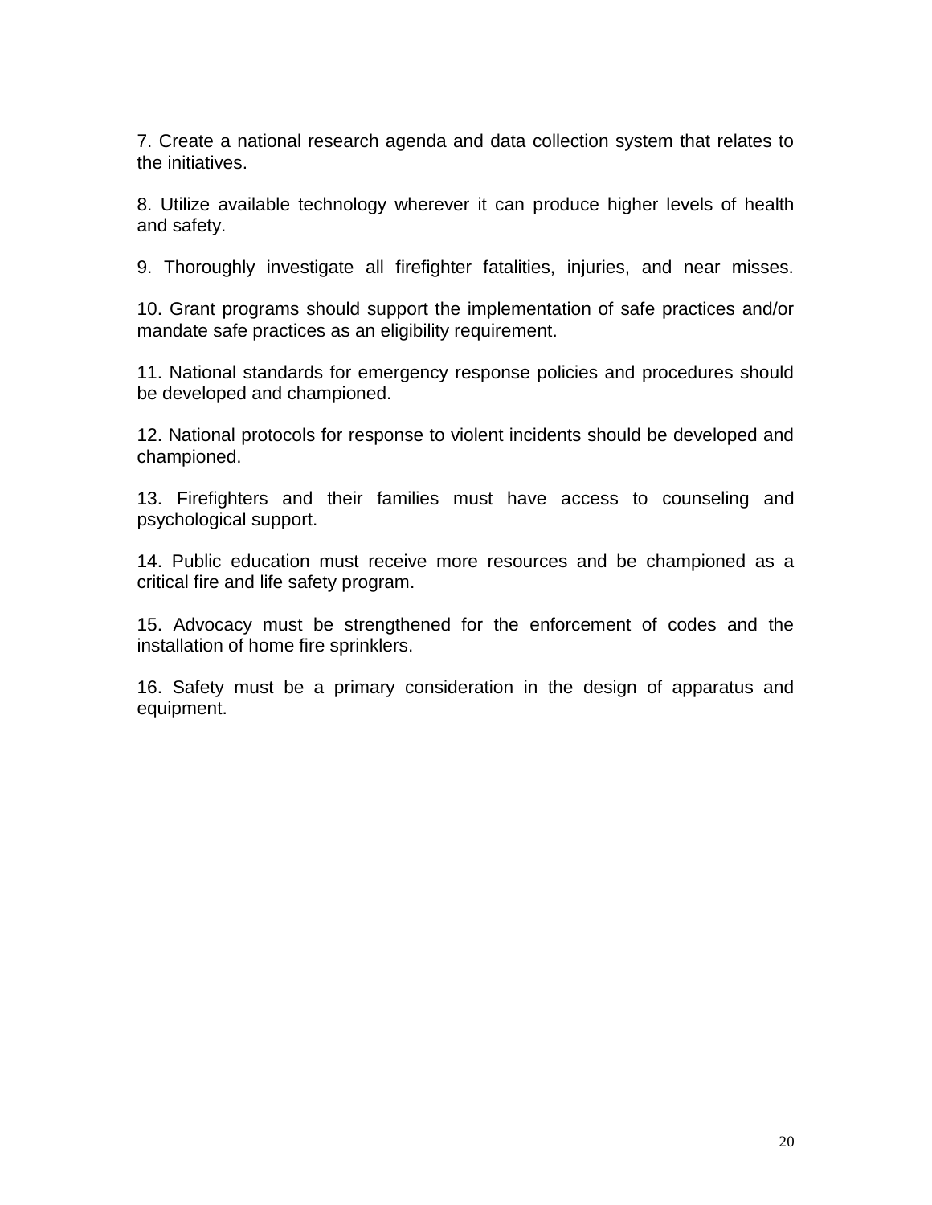7. Create a national research agenda and data collection system that relates to the initiatives.

8. Utilize available technology wherever it can produce higher levels of health and safety.

9. Thoroughly investigate all firefighter fatalities, injuries, and near misses.

10. Grant programs should support the implementation of safe practices and/or mandate safe practices as an eligibility requirement.

11. National standards for emergency response policies and procedures should be developed and championed.

12. National protocols for response to violent incidents should be developed and championed.

13. Firefighters and their families must have access to counseling and psychological support.

14. Public education must receive more resources and be championed as a critical fire and life safety program.

15. Advocacy must be strengthened for the enforcement of codes and the installation of home fire sprinklers.

16. Safety must be a primary consideration in the design of apparatus and equipment.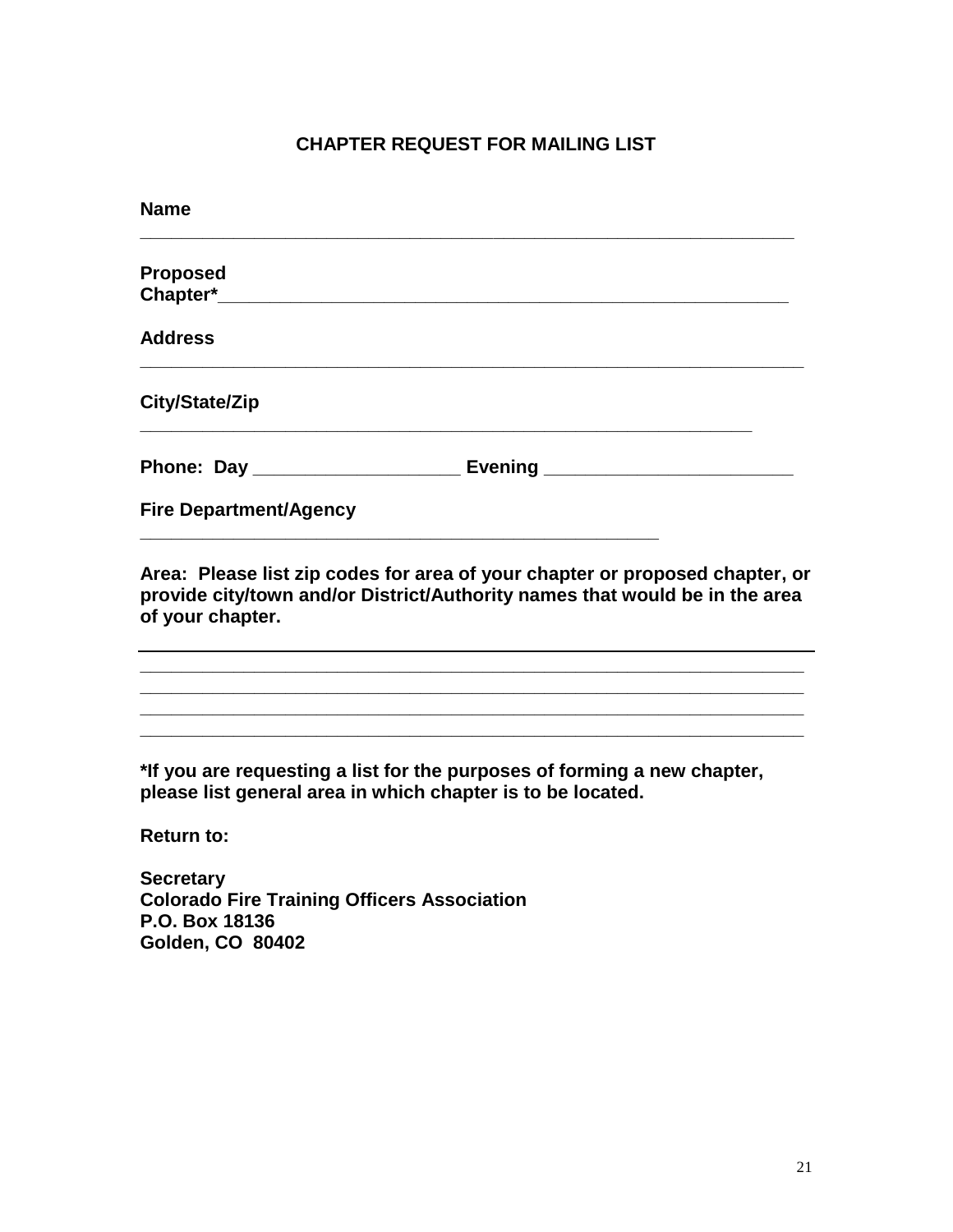# CHAPTER REQUEST FOR MAILING LIST

**Name** ___________________________________________________________________

**Proposed Chapter***______________________________________________________

**Address** ___________________________________________________________________

**City/State/Zip** ___________________________________________________________

**Phone: Day** ____________________ **Evening** ________________________

**Fire Department/Agency** ____________________________________________________

**Area: Please list zip codes for area of your chapter or proposed chapter, or provide city/town and/or District/Authority names that would be in the area of your chapter.**

___________________________________________________________________

___________________________________________________________________

___________________________________________________________________

___________________________________________________________________

___________________________________________________________________

***If you are requesting a list for the purposes of forming a new chapter, please list general area in which chapter is to be located.**

**Return to:**

**Secretary**
**Colorado Fire Training Officers Association**
**P.O. Box 18136**
**Golden, CO 80402**